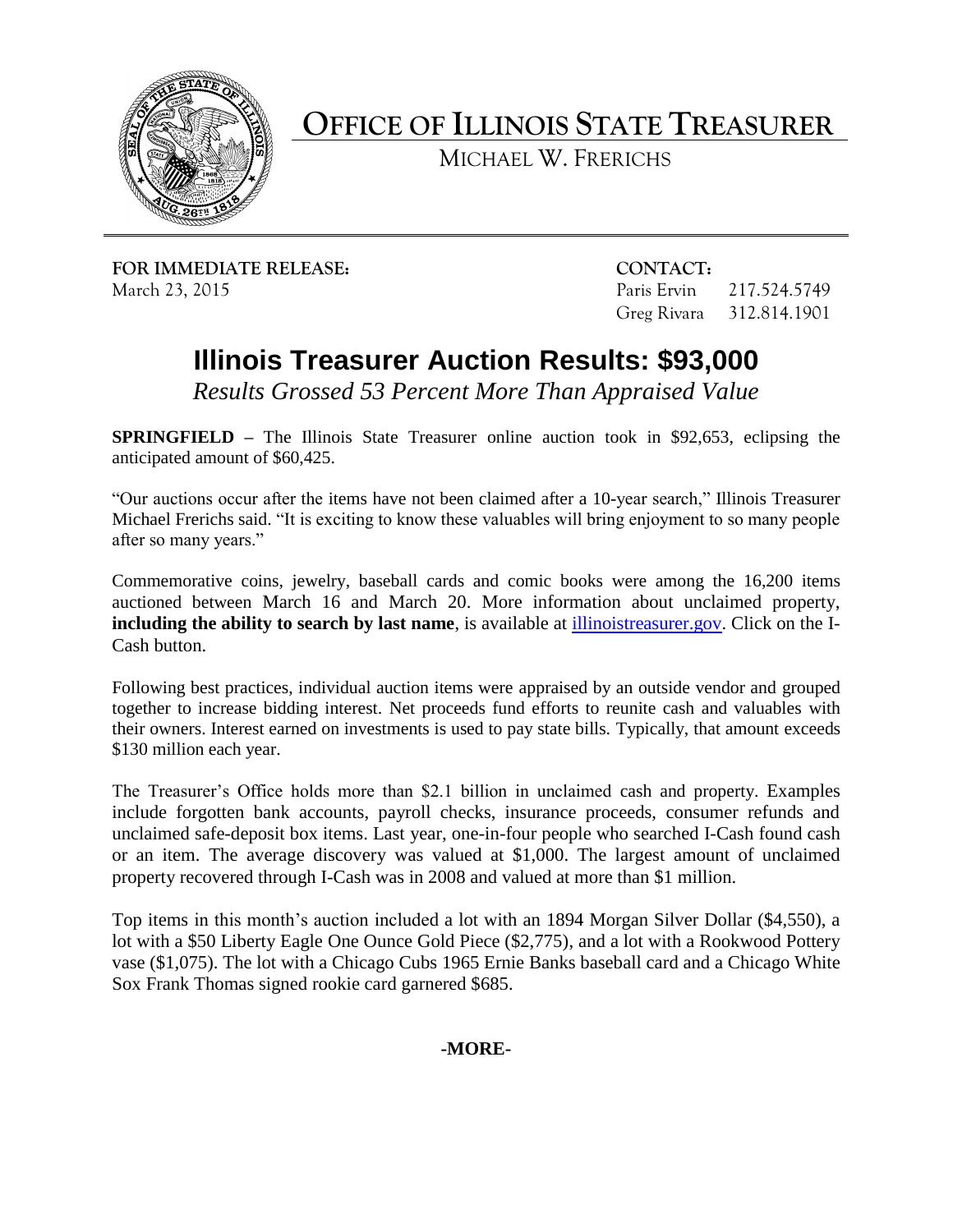# OFFICE OF ILLINOIS STATE TREASURER

MICHAEL W. FRERICHS

**FOR IMMEDIATE RELEASE:**
March 23, 2015

**CONTACT:**
Paris Ervin 217.524.5749
Greg Rivara 312.814.1901

## Illinois Treasurer Auction Results: $93,000

*Results Grossed 53 Percent More Than Appraised Value*

**SPRINGFIELD** – The Illinois State Treasurer online auction took in $92,653, eclipsing the anticipated amount of $60,425.

"Our auctions occur after the items have not been claimed after a 10-year search," Illinois Treasurer Michael Frerichs said. "It is exciting to know these valuables will bring enjoyment to so many people after so many years."

Commemorative coins, jewelry, baseball cards and comic books were among the 16,200 items auctioned between March 16 and March 20. More information about unclaimed property, **including the ability to search by last name**, is available at illinoistreasurer.gov. Click on the I-Cash button.

Following best practices, individual auction items were appraised by an outside vendor and grouped together to increase bidding interest. Net proceeds fund efforts to reunite cash and valuables with their owners. Interest earned on investments is used to pay state bills. Typically, that amount exceeds $130 million each year.

The Treasurer's Office holds more than $2.1 billion in unclaimed cash and property. Examples include forgotten bank accounts, payroll checks, insurance proceeds, consumer refunds and unclaimed safe-deposit box items. Last year, one-in-four people who searched I-Cash found cash or an item. The average discovery was valued at $1,000. The largest amount of unclaimed property recovered through I-Cash was in 2008 and valued at more than $1 million.

Top items in this month's auction included a lot with an 1894 Morgan Silver Dollar ($4,550), a lot with a $50 Liberty Eagle One Ounce Gold Piece ($2,775), and a lot with a Rookwood Pottery vase ($1,075). The lot with a Chicago Cubs 1965 Ernie Banks baseball card and a Chicago White Sox Frank Thomas signed rookie card garnered $685.

**-MORE-**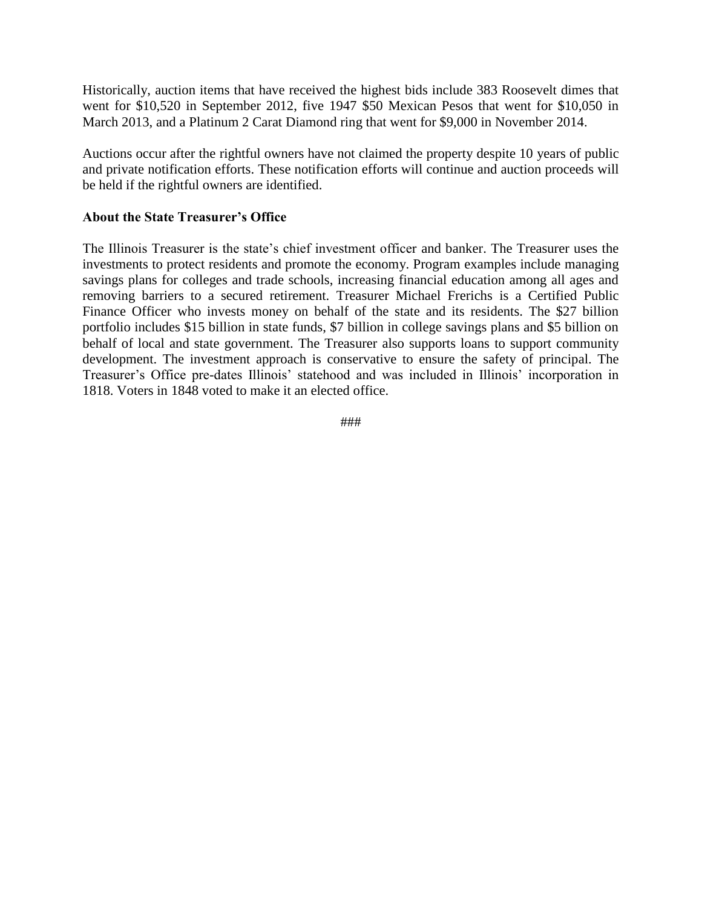Historically, auction items that have received the highest bids include 383 Roosevelt dimes that went for $10,520 in September 2012, five 1947 $50 Mexican Pesos that went for $10,050 in March 2013, and a Platinum 2 Carat Diamond ring that went for $9,000 in November 2014.

Auctions occur after the rightful owners have not claimed the property despite 10 years of public and private notification efforts. These notification efforts will continue and auction proceeds will be held if the rightful owners are identified.

**About the State Treasurer's Office**

The Illinois Treasurer is the state's chief investment officer and banker. The Treasurer uses the investments to protect residents and promote the economy. Program examples include managing savings plans for colleges and trade schools, increasing financial education among all ages and removing barriers to a secured retirement. Treasurer Michael Frerichs is a Certified Public Finance Officer who invests money on behalf of the state and its residents. The $27 billion portfolio includes $15 billion in state funds, $7 billion in college savings plans and $5 billion on behalf of local and state government. The Treasurer also supports loans to support community development. The investment approach is conservative to ensure the safety of principal. The Treasurer's Office pre-dates Illinois' statehood and was included in Illinois' incorporation in 1818. Voters in 1848 voted to make it an elected office.

###